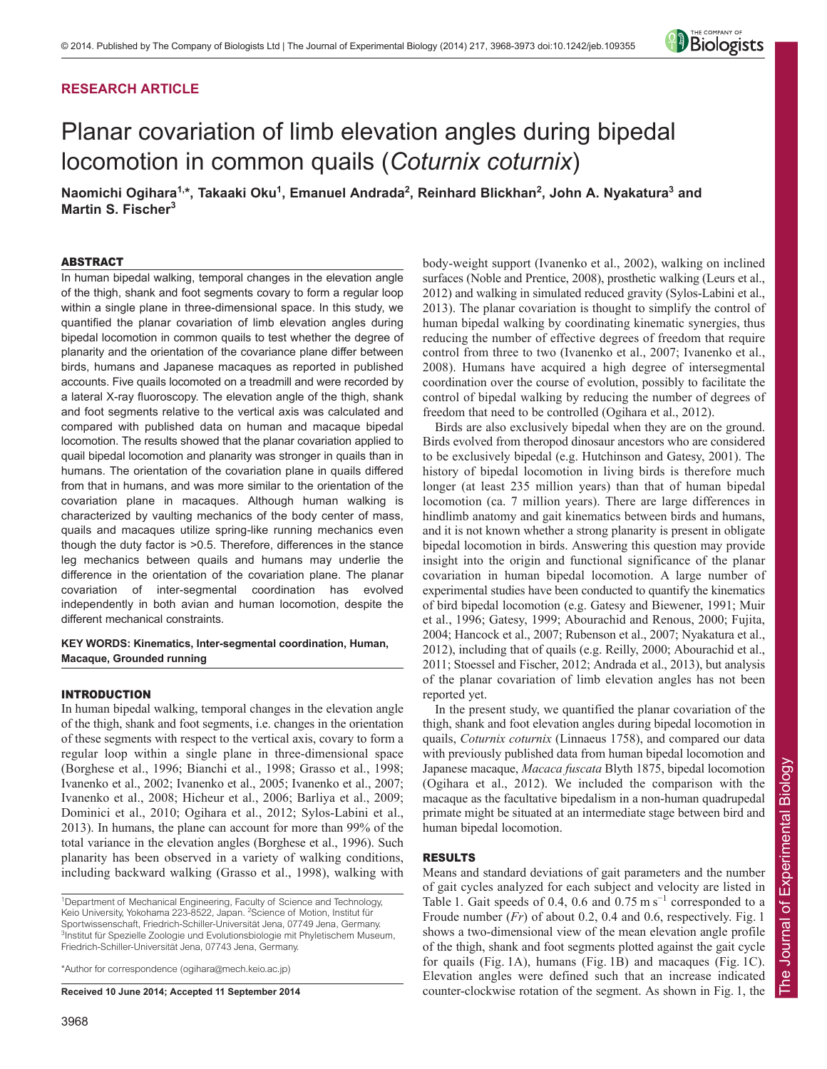RESEARCH ARTICLE

# Planar covariation of limb elevation angles during bipedal locomotion in common quails (*Coturnix coturnix*)

**Naomichi Ogihara[1,*], Takaaki Oku[1], Emanuel Andrada[2], Reinhard Blickhan[2], John A. Nyakatura[3] and Martin S. Fischer[3]**

## ABSTRACT

In human bipedal walking, temporal changes in the elevation angle of the thigh, shank and foot segments covary to form a regular loop within a single plane in three-dimensional space. In this study, we quantified the planar covariation of limb elevation angles during bipedal locomotion in common quails to test whether the degree of planarity and the orientation of the covariance plane differ between birds, humans and Japanese macaques as reported in published accounts. Five quails locomoted on a treadmill and were recorded by a lateral X-ray fluoroscopy. The elevation angle of the thigh, shank and foot segments relative to the vertical axis was calculated and compared with published data on human and macaque bipedal locomotion. The results showed that the planar covariation applied to quail bipedal locomotion and planarity was stronger in quails than in humans. The orientation of the covariation plane in quails differed from that in humans, and was more similar to the orientation of the covariation plane in macaques. Although human walking is characterized by vaulting mechanics of the body center of mass, quails and macaques utilize spring-like running mechanics even though the duty factor is >0.5. Therefore, differences in the stance leg mechanics between quails and humans may underlie the difference in the orientation of the covariation plane. The planar covariation of inter-segmental coordination has evolved independently in both avian and human locomotion, despite the different mechanical constraints.

**KEY WORDS: Kinematics, Inter-segmental coordination, Human, Macaque, Grounded running**

## INTRODUCTION

In human bipedal walking, temporal changes in the elevation angle of the thigh, shank and foot segments, i.e. changes in the orientation of these segments with respect to the vertical axis, covary to form a regular loop within a single plane in three-dimensional space (Borghese et al., 1996; Bianchi et al., 1998; Grasso et al., 1998; Ivanenko et al., 2002; Ivanenko et al., 2005; Ivanenko et al., 2007; Ivanenko et al., 2008; Hicheur et al., 2006; Barliya et al., 2009; Dominici et al., 2010; Ogihara et al., 2012; Sylos-Labini et al., 2013). In humans, the plane can account for more than 99% of the total variance in the elevation angles (Borghese et al., 1996). Such planarity has been observed in a variety of walking conditions, including backward walking (Grasso et al., 1998), walking with body-weight support (Ivanenko et al., 2002), walking on inclined surfaces (Noble and Prentice, 2008), prosthetic walking (Leurs et al., 2012) and walking in simulated reduced gravity (Sylos-Labini et al., 2013). The planar covariation is thought to simplify the control of human bipedal walking by coordinating kinematic synergies, thus reducing the number of effective degrees of freedom that require control from three to two (Ivanenko et al., 2007; Ivanenko et al., 2008). Humans have acquired a high degree of intersegmental coordination over the course of evolution, possibly to facilitate the control of bipedal walking by reducing the number of degrees of freedom that need to be controlled (Ogihara et al., 2012).

Birds are also exclusively bipedal when they are on the ground. Birds evolved from theropod dinosaur ancestors who are considered to be exclusively bipedal (e.g. Hutchinson and Gatesy, 2001). The history of bipedal locomotion in living birds is therefore much longer (at least 235 million years) than that of human bipedal locomotion (ca. 7 million years). There are large differences in hindlimb anatomy and gait kinematics between birds and humans, and it is not known whether a strong planarity is present in obligate bipedal locomotion in birds. Answering this question may provide insight into the origin and functional significance of the planar covariation in human bipedal locomotion. A large number of experimental studies have been conducted to quantify the kinematics of bird bipedal locomotion (e.g. Gatesy and Biewener, 1991; Muir et al., 1996; Gatesy, 1999; Abourachid and Renous, 2000; Fujita, 2004; Hancock et al., 2007; Rubenson et al., 2007; Nyakatura et al., 2012), including that of quails (e.g. Reilly, 2000; Abourachid et al., 2011; Stoessel and Fischer, 2012; Andrada et al., 2013), but analysis of the planar covariation of limb elevation angles has not been reported yet.

In the present study, we quantified the planar covariation of the thigh, shank and foot elevation angles during bipedal locomotion in quails, *Coturnix coturnix* (Linnaeus 1758), and compared our data with previously published data from human bipedal locomotion and Japanese macaque, *Macaca fuscata* Blyth 1875, bipedal locomotion (Ogihara et al., 2012). We included the comparison with the macaque as the facultative bipedalism in a non-human quadrupedal primate might be situated at an intermediate stage between bird and human bipedal locomotion.

## RESULTS

Means and standard deviations of gait parameters and the number of gait cycles analyzed for each subject and velocity are listed in Table 1. Gait speeds of 0.4, 0.6 and 0.75 m s$^{-1}$ corresponded to a Froude number (*Fr*) of about 0.2, 0.4 and 0.6, respectively. Fig. 1 shows a two-dimensional view of the mean elevation angle profile of the thigh, shank and foot segments plotted against the gait cycle for quails (Fig. 1A), humans (Fig. 1B) and macaques (Fig. 1C). Elevation angles were defined such that an increase indicated counter-clockwise rotation of the segment. As shown in Fig. 1, the

[1]Department of Mechanical Engineering, Faculty of Science and Technology, Keio University, Yokohama 223-8522, Japan. [2]Science of Motion, Institut für Sportwissenschaft, Friedrich-Schiller-Universität Jena, 07749 Jena, Germany. [3]Institut für Spezielle Zoologie und Evolutionsbiologie mit Phyletischem Museum, Friedrich-Schiller-Universität Jena, 07743 Jena, Germany.

*Author for correspondence (ogihara@mech.keio.ac.jp)

**Received 10 June 2014; Accepted 11 September 2014**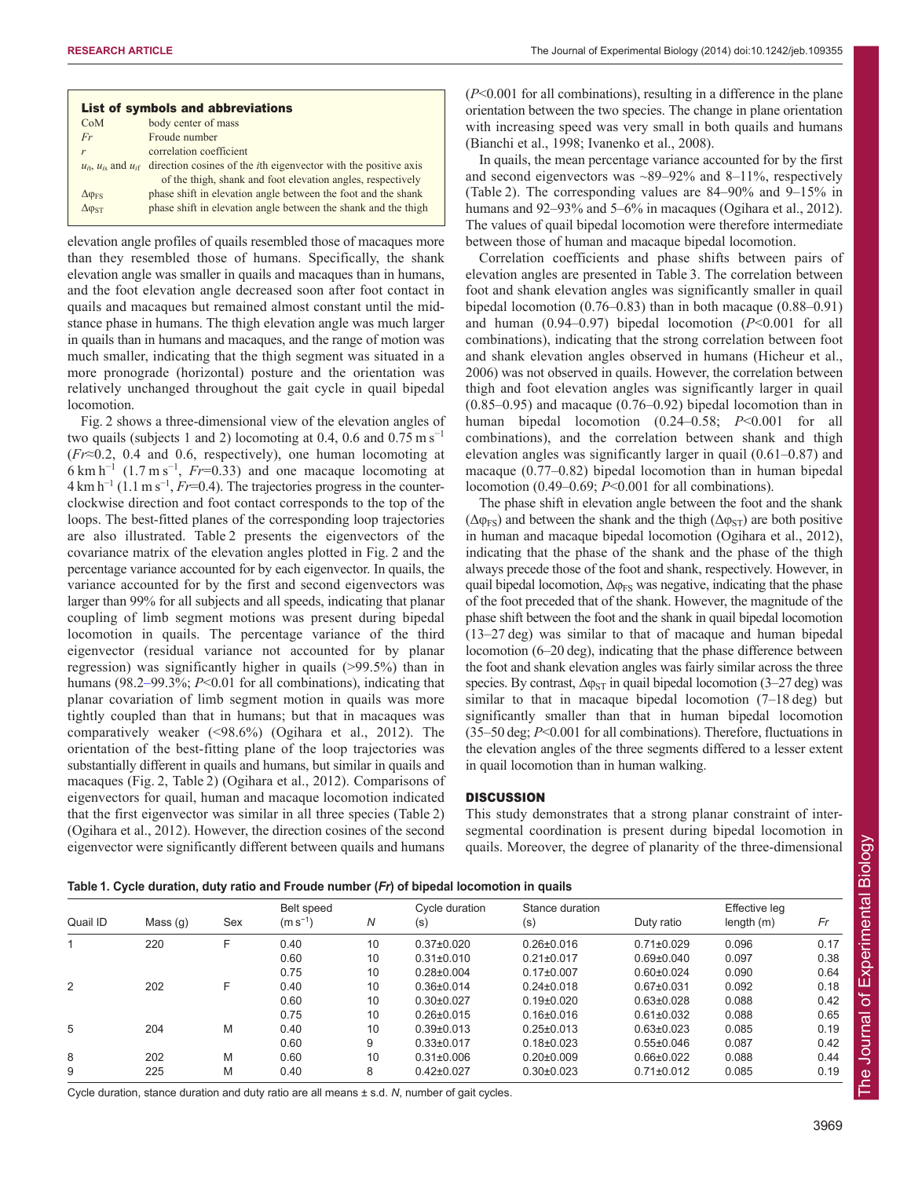**List of symbols and abbreviations**

| | |
|---|---|
| CoM | body center of mass |
| *Fr* | Froude number |
| *r* | correlation coefficient |
| $u_{it}$, $u_{is}$ and $u_{if}$ | direction cosines of the *i*th eigenvector with the positive axis of the thigh, shank and foot elevation angles, respectively |
| $\Delta\varphi_{FS}$ | phase shift in elevation angle between the foot and the shank |
| $\Delta\varphi_{ST}$ | phase shift in elevation angle between the shank and the thigh |

elevation angle profiles of quails resembled those of macaques more than they resembled those of humans. Specifically, the shank elevation angle was smaller in quails and macaques than in humans, and the foot elevation angle decreased soon after foot contact in quails and macaques but remained almost constant until the mid-stance phase in humans. The thigh elevation angle was much larger in quails than in humans and macaques, and the range of motion was much smaller, indicating that the thigh segment was situated in a more pronograde (horizontal) posture and the orientation was relatively unchanged throughout the gait cycle in quail bipedal locomotion.

Fig. 2 shows a three-dimensional view of the elevation angles of two quails (subjects 1 and 2) locomoting at 0.4, 0.6 and 0.75 m s$^{-1}$ ($Fr$≈0.2, 0.4 and 0.6, respectively), one human locomoting at 6 km h$^{-1}$ (1.7 m s$^{-1}$, $Fr$=0.33) and one macaque locomoting at 4 km h$^{-1}$ (1.1 m s$^{-1}$, $Fr$=0.4). The trajectories progress in the counter-clockwise direction and foot contact corresponds to the top of the loops. The best-fitted planes of the corresponding loop trajectories are also illustrated. Table 2 presents the eigenvectors of the covariance matrix of the elevation angles plotted in Fig. 2 and the percentage variance accounted for by each eigenvector. In quails, the variance accounted for by the first and second eigenvectors was larger than 99% for all subjects and all speeds, indicating that planar coupling of limb segment motions was present during bipedal locomotion in quails. The percentage variance of the third eigenvector (residual variance not accounted for by planar regression) was significantly higher in quails (>99.5%) than in humans (98.2–99.3%; $P$<0.01 for all combinations), indicating that planar covariation of limb segment motion in quails was more tightly coupled than that in humans; but that in macaques was comparatively weaker (<98.6%) (Ogihara et al., 2012). The orientation of the best-fitting plane of the loop trajectories was substantially different in quails and humans, but similar in quails and macaques (Fig. 2, Table 2) (Ogihara et al., 2012). Comparisons of eigenvectors for quail, human and macaque locomotion indicated that the first eigenvector was similar in all three species (Table 2) (Ogihara et al., 2012). However, the direction cosines of the second eigenvector were significantly different between quails and humans ($P$<0.001 for all combinations), resulting in a difference in the plane orientation between the two species. The change in plane orientation with increasing speed was very small in both quails and humans (Bianchi et al., 1998; Ivanenko et al., 2008).

In quails, the mean percentage variance accounted for by the first and second eigenvectors was ~89–92% and 8–11%, respectively (Table 2). The corresponding values are 84–90% and 9–15% in humans and 92–93% and 5–6% in macaques (Ogihara et al., 2012). The values of quail bipedal locomotion were therefore intermediate between those of human and macaque bipedal locomotion.

Correlation coefficients and phase shifts between pairs of elevation angles are presented in Table 3. The correlation between foot and shank elevation angles was significantly smaller in quail bipedal locomotion (0.76–0.83) than in both macaque (0.88–0.91) and human (0.94–0.97) bipedal locomotion ($P$<0.001 for all combinations), indicating that the strong correlation between foot and shank elevation angles observed in humans (Hicheur et al., 2006) was not observed in quails. However, the correlation between thigh and foot elevation angles was significantly larger in quail (0.85–0.95) and macaque (0.76–0.92) bipedal locomotion than in human bipedal locomotion (0.24–0.58; $P$<0.001 for all combinations), and the correlation between shank and thigh elevation angles was significantly larger in quail (0.61–0.87) and macaque (0.77–0.82) bipedal locomotion than in human bipedal locomotion (0.49–0.69; $P$<0.001 for all combinations).

The phase shift in elevation angle between the foot and the shank ($\Delta\varphi_{FS}$) and between the shank and the thigh ($\Delta\varphi_{ST}$) are both positive in human and macaque bipedal locomotion (Ogihara et al., 2012), indicating that the phase of the shank and the phase of the thigh always precede those of the foot and shank, respectively. However, in quail bipedal locomotion, $\Delta\varphi_{FS}$ was negative, indicating that the phase of the foot preceded that of the shank. However, the magnitude of the phase shift between the foot and the shank in quail bipedal locomotion (13–27 deg) was similar to that of macaque and human bipedal locomotion (6–20 deg), indicating that the phase difference between the foot and shank elevation angles was fairly similar across the three species. By contrast, $\Delta\varphi_{ST}$ in quail bipedal locomotion (3–27 deg) was similar to that in macaque bipedal locomotion (7–18 deg) but significantly smaller than that in human bipedal locomotion (35–50 deg; $P$<0.001 for all combinations). Therefore, fluctuations in the elevation angles of the three segments differed to a lesser extent in quail locomotion than in human walking.

## DISCUSSION

This study demonstrates that a strong planar constraint of inter-segmental coordination is present during bipedal locomotion in quails. Moreover, the degree of planarity of the three-dimensional

**Table 1. Cycle duration, duty ratio and Froude number (*Fr*) of bipedal locomotion in quails**

| Quail ID | Mass (g) | Sex | Belt speed (m s$^{-1}$) | *N* | Cycle duration (s) | Stance duration (s) | Duty ratio | Effective leg length (m) | *Fr* |
|---|---|---|---|---|---|---|---|---|---|
| 1 | 220 | F | 0.40 | 10 | 0.37±0.020 | 0.26±0.016 | 0.71±0.029 | 0.096 | 0.17 |
| | | | 0.60 | 10 | 0.31±0.010 | 0.21±0.017 | 0.69±0.040 | 0.097 | 0.38 |
| | | | 0.75 | 10 | 0.28±0.004 | 0.17±0.007 | 0.60±0.024 | 0.090 | 0.64 |
| 2 | 202 | F | 0.40 | 10 | 0.36±0.014 | 0.24±0.018 | 0.67±0.031 | 0.092 | 0.18 |
| | | | 0.60 | 10 | 0.30±0.027 | 0.19±0.020 | 0.63±0.028 | 0.088 | 0.42 |
| | | | 0.75 | 10 | 0.26±0.015 | 0.16±0.016 | 0.61±0.032 | 0.088 | 0.65 |
| 5 | 204 | M | 0.40 | 10 | 0.39±0.013 | 0.25±0.013 | 0.63±0.023 | 0.085 | 0.19 |
| | | | 0.60 | 9 | 0.33±0.017 | 0.18±0.023 | 0.55±0.046 | 0.087 | 0.42 |
| 8 | 202 | M | 0.60 | 10 | 0.31±0.006 | 0.20±0.009 | 0.66±0.022 | 0.088 | 0.44 |
| 9 | 225 | M | 0.40 | 8 | 0.42±0.027 | 0.30±0.023 | 0.71±0.012 | 0.085 | 0.19 |

Cycle duration, stance duration and duty ratio are all means ± s.d. *N*, number of gait cycles.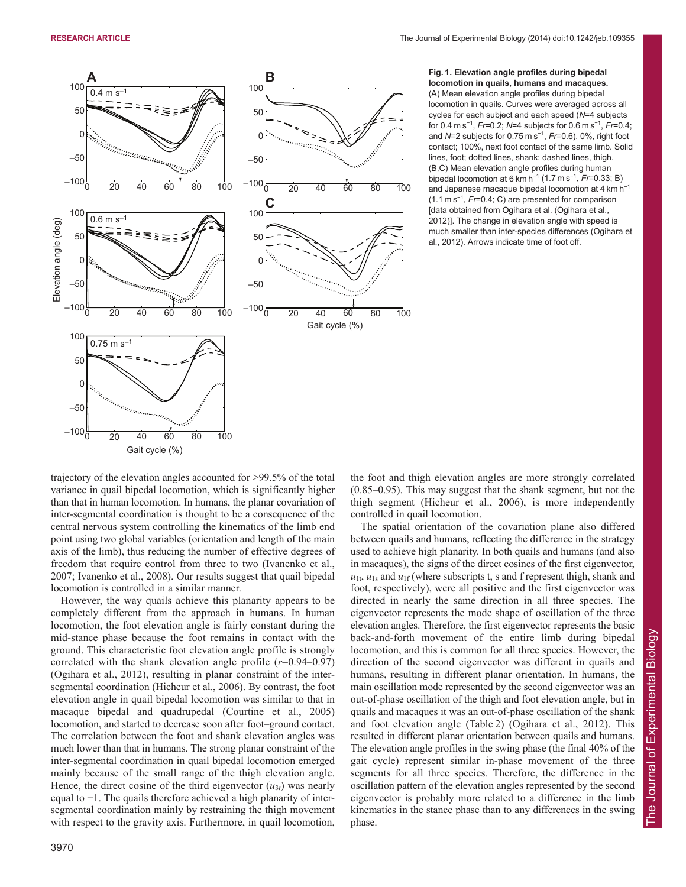**Fig. 1. Elevation angle profiles during bipedal locomotion in quails, humans and macaques.** (A) Mean elevation angle profiles during bipedal locomotion in quails. Curves were averaged across all cycles for each subject and each speed ($N$=4 subjects for 0.4 m s$^{-1}$, $Fr$=0.2; $N$=4 subjects for 0.6 m s$^{-1}$, $Fr$=0.4; and $N$=2 subjects for 0.75 m s$^{-1}$, $Fr$=0.6). 0%, right foot contact; 100%, next foot contact of the same limb. Solid lines, foot; dotted lines, shank; dashed lines, thigh. (B,C) Mean elevation angle profiles during human bipedal locomotion at 6 km h$^{-1}$ (1.7 m s$^{-1}$, $Fr$=0.33; B) and Japanese macaque bipedal locomotion at 4 km h$^{-1}$ (1.1 m s$^{-1}$, $Fr$=0.4; C) are presented for comparison [data obtained from Ogihara et al. (Ogihara et al., 2012)]. The change in elevation angle with speed is much smaller than inter-species differences (Ogihara et al., 2012). Arrows indicate time of foot off.

trajectory of the elevation angles accounted for >99.5% of the total variance in quail bipedal locomotion, which is significantly higher than that in human locomotion. In humans, the planar covariation of inter-segmental coordination is thought to be a consequence of the central nervous system controlling the kinematics of the limb end point using two global variables (orientation and length of the main axis of the limb), thus reducing the number of effective degrees of freedom that require control from three to two (Ivanenko et al., 2007; Ivanenko et al., 2008). Our results suggest that quail bipedal locomotion is controlled in a similar manner.

However, the way quails achieve this planarity appears to be completely different from the approach in humans. In human locomotion, the foot elevation angle is fairly constant during the mid-stance phase because the foot remains in contact with the ground. This characteristic foot elevation angle profile is strongly correlated with the shank elevation angle profile ($r$=0.94–0.97) (Ogihara et al., 2012), resulting in planar constraint of the inter-segmental coordination (Hicheur et al., 2006). By contrast, the foot elevation angle in quail bipedal locomotion was similar to that in macaque bipedal and quadrupedal (Courtine et al., 2005) locomotion, and started to decrease soon after foot–ground contact. The correlation between the foot and shank elevation angles was much lower than that in humans. The strong planar constraint of the inter-segmental coordination in quail bipedal locomotion emerged mainly because of the small range of the thigh elevation angle. Hence, the direct cosine of the third eigenvector ($u_{3t}$) was nearly equal to −1. The quails therefore achieved a high planarity of inter-segmental coordination mainly by restraining the thigh movement with respect to the gravity axis. Furthermore, in quail locomotion, the foot and thigh elevation angles are more strongly correlated (0.85–0.95). This may suggest that the shank segment, but not the thigh segment (Hicheur et al., 2006), is more independently controlled in quail locomotion.

The spatial orientation of the covariation plane also differed between quails and humans, reflecting the difference in the strategy used to achieve high planarity. In both quails and humans (and also in macaques), the signs of the direct cosines of the first eigenvector, $u_{1t}$, $u_{1s}$ and $u_{1f}$ (where subscripts t, s and f represent thigh, shank and foot, respectively), were all positive and the first eigenvector was directed in nearly the same direction in all three species. The eigenvector represents the mode shape of oscillation of the three elevation angles. Therefore, the first eigenvector represents the basic back-and-forth movement of the entire limb during bipedal locomotion, and this is common for all three species. However, the direction of the second eigenvector was different in quails and humans, resulting in different planar orientation. In humans, the main oscillation mode represented by the second eigenvector was an out-of-phase oscillation of the thigh and foot elevation angle, but in quails and macaques it was an out-of-phase oscillation of the shank and foot elevation angle (Table 2) (Ogihara et al., 2012). This resulted in different planar orientation between quails and humans. The elevation angle profiles in the swing phase (the final 40% of the gait cycle) represent similar in-phase movement of the three segments for all three species. Therefore, the difference in the oscillation pattern of the elevation angles represented by the second eigenvector is probably more related to a difference in the limb kinematics in the stance phase than to any differences in the swing phase.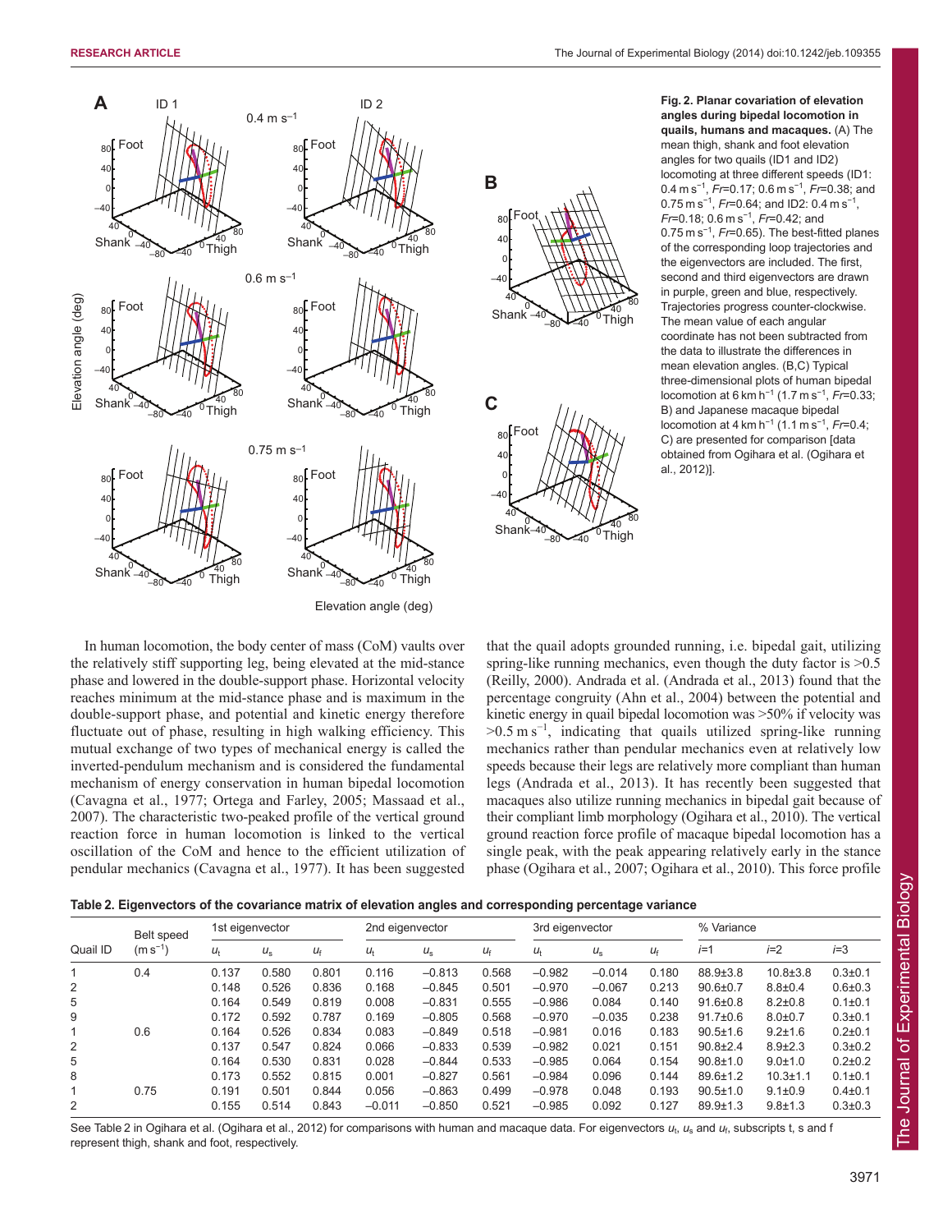**Fig. 2. Planar covariation of elevation angles during bipedal locomotion in quails, humans and macaques.** (A) The mean thigh, shank and foot elevation angles for two quails (ID1 and ID2) locomoting at three different speeds (ID1: 0.4 m s$^{-1}$, *Fr*=0.17; 0.6 m s$^{-1}$, *Fr*=0.38; and 0.75 m s$^{-1}$, *Fr*=0.64; and ID2: 0.4 m s$^{-1}$, *Fr*=0.18; 0.6 m s$^{-1}$, *Fr*=0.42; and 0.75 m s$^{-1}$, *Fr*=0.65). The best-fitted planes of the corresponding loop trajectories and the eigenvectors are included. The first, second and third eigenvectors are drawn in purple, green and blue, respectively. Trajectories progress counter-clockwise. The mean value of each angular coordinate has not been subtracted from the data to illustrate the differences in mean elevation angles. (B,C) Typical three-dimensional plots of human bipedal locomotion at 6 km h$^{-1}$ (1.7 m s$^{-1}$, *Fr*=0.33; B) and Japanese macaque bipedal locomotion at 4 km h$^{-1}$ (1.1 m s$^{-1}$, *Fr*=0.4; C) are presented for comparison [data obtained from Ogihara et al. (Ogihara et al., 2012)].

In human locomotion, the body center of mass (CoM) vaults over the relatively stiff supporting leg, being elevated at the mid-stance phase and lowered in the double-support phase. Horizontal velocity reaches minimum at the mid-stance phase and is maximum in the double-support phase, and potential and kinetic energy therefore fluctuate out of phase, resulting in high walking efficiency. This mutual exchange of two types of mechanical energy is called the inverted-pendulum mechanism and is considered the fundamental mechanism of energy conservation in human bipedal locomotion (Cavagna et al., 1977; Ortega and Farley, 2005; Massaad et al., 2007). The characteristic two-peaked profile of the vertical ground reaction force in human locomotion is linked to the vertical oscillation of the CoM and hence to the efficient utilization of pendular mechanics (Cavagna et al., 1977). It has been suggested that the quail adopts grounded running, i.e. bipedal gait, utilizing spring-like running mechanics, even though the duty factor is >0.5 (Reilly, 2000). Andrada et al. (Andrada et al., 2013) found that the percentage congruity (Ahn et al., 2004) between the potential and kinetic energy in quail bipedal locomotion was >50% if velocity was >0.5 m s$^{-1}$, indicating that quails utilized spring-like running mechanics rather than pendular mechanics even at relatively low speeds because their legs are relatively more compliant than human legs (Andrada et al., 2013). It has recently been suggested that macaques also utilize running mechanics in bipedal gait because of their compliant limb morphology (Ogihara et al., 2010). The vertical ground reaction force profile of macaque bipedal locomotion has a single peak, with the peak appearing relatively early in the stance phase (Ogihara et al., 2007; Ogihara et al., 2010). This force profile

**Table 2. Eigenvectors of the covariance matrix of elevation angles and corresponding percentage variance**

| Quail ID | Belt speed (m s$^{-1}$) | 1st eigenvector | | | 2nd eigenvector | | | 3rd eigenvector | | | % Variance | | |
|---|---|---|---|---|---|---|---|---|---|---|---|---|---|
| | | $u_t$ | $u_s$ | $u_f$ | $u_t$ | $u_s$ | $u_f$ | $u_t$ | $u_s$ | $u_f$ | $i$=1 | $i$=2 | $i$=3 |
| 1 | 0.4 | 0.137 | 0.580 | 0.801 | 0.116 | −0.813 | 0.568 | −0.982 | −0.014 | 0.180 | 88.9±3.8 | 10.8±3.8 | 0.3±0.1 |
| 2 | | 0.148 | 0.526 | 0.836 | 0.168 | −0.845 | 0.501 | −0.970 | −0.067 | 0.213 | 90.6±0.7 | 8.8±0.4 | 0.6±0.3 |
| 5 | | 0.164 | 0.549 | 0.819 | 0.008 | −0.831 | 0.555 | −0.986 | 0.084 | 0.140 | 91.6±0.8 | 8.2±0.8 | 0.1±0.1 |
| 9 | | 0.172 | 0.592 | 0.787 | 0.169 | −0.805 | 0.568 | −0.970 | −0.035 | 0.238 | 91.7±0.6 | 8.0±0.7 | 0.3±0.1 |
| 1 | 0.6 | 0.164 | 0.526 | 0.834 | 0.083 | −0.849 | 0.518 | −0.981 | 0.016 | 0.183 | 90.5±1.6 | 9.2±1.6 | 0.2±0.1 |
| 2 | | 0.137 | 0.547 | 0.824 | 0.066 | −0.833 | 0.539 | −0.982 | 0.021 | 0.151 | 90.8±2.4 | 8.9±2.3 | 0.3±0.2 |
| 5 | | 0.164 | 0.530 | 0.831 | 0.028 | −0.844 | 0.533 | −0.985 | 0.064 | 0.154 | 90.8±1.0 | 9.0±1.0 | 0.2±0.2 |
| 8 | | 0.173 | 0.552 | 0.815 | 0.001 | −0.827 | 0.561 | −0.984 | 0.096 | 0.144 | 89.6±1.2 | 10.3±1.1 | 0.1±0.1 |
| 1 | 0.75 | 0.191 | 0.501 | 0.844 | 0.056 | −0.863 | 0.499 | −0.978 | 0.048 | 0.193 | 90.5±1.0 | 9.1±0.9 | 0.4±0.1 |
| 2 | | 0.155 | 0.514 | 0.843 | −0.011 | −0.850 | 0.521 | −0.985 | 0.092 | 0.127 | 89.9±1.3 | 9.8±1.3 | 0.3±0.3 |

See Table 2 in Ogihara et al. (Ogihara et al., 2012) for comparisons with human and macaque data. For eigenvectors $u_t$, $u_s$ and $u_f$, subscripts t, s and f represent thigh, shank and foot, respectively.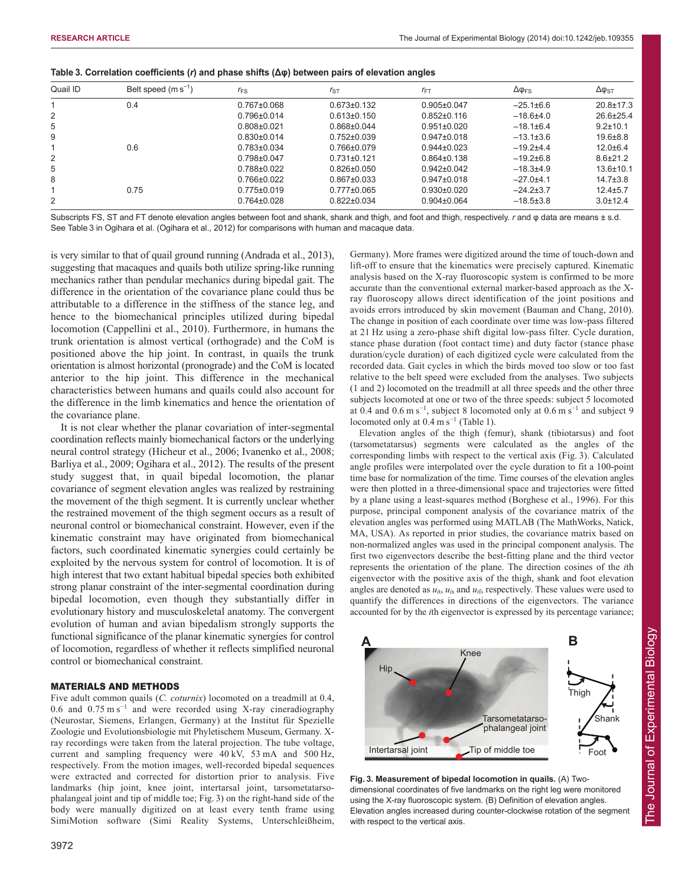**Table 3. Correlation coefficients (*r*) and phase shifts (Δφ) between pairs of elevation angles**

| Quail ID | Belt speed (m s$^{-1}$) | $r_{FS}$ | $r_{ST}$ | $r_{FT}$ | $\Delta\varphi_{FS}$ | $\Delta\varphi_{ST}$ |
|---|---|---|---|---|---|---|
| 1 | 0.4 | 0.767±0.068 | 0.673±0.132 | 0.905±0.047 | −25.1±6.6 | 20.8±17.3 |
| 2 | | 0.796±0.014 | 0.613±0.150 | 0.852±0.116 | −18.6±4.0 | 26.6±25.4 |
| 5 | | 0.808±0.021 | 0.868±0.044 | 0.951±0.020 | −18.1±6.4 | 9.2±10.1 |
| 9 | | 0.830±0.014 | 0.752±0.039 | 0.947±0.018 | −13.1±3.6 | 19.6±8.8 |
| 1 | 0.6 | 0.783±0.034 | 0.766±0.079 | 0.944±0.023 | −19.2±4.4 | 12.0±6.4 |
| 2 | | 0.798±0.047 | 0.731±0.121 | 0.864±0.138 | −19.2±6.8 | 8.6±21.2 |
| 5 | | 0.788±0.022 | 0.826±0.050 | 0.942±0.042 | −18.3±4.9 | 13.6±10.1 |
| 8 | | 0.766±0.022 | 0.867±0.033 | 0.947±0.018 | −27.0±4.1 | 14.7±3.8 |
| 1 | 0.75 | 0.775±0.019 | 0.777±0.065 | 0.930±0.020 | −24.2±3.7 | 12.4±5.7 |
| 2 | | 0.764±0.028 | 0.822±0.034 | 0.904±0.064 | −18.5±3.8 | 3.0±12.4 |

Subscripts FS, ST and FT denote elevation angles between foot and shank, shank and thigh, and foot and thigh, respectively. *r* and φ data are means ± s.d. See Table 3 in Ogihara et al. (Ogihara et al., 2012) for comparisons with human and macaque data.

is very similar to that of quail ground running (Andrada et al., 2013), suggesting that macaques and quails both utilize spring-like running mechanics rather than pendular mechanics during bipedal gait. The difference in the orientation of the covariance plane could thus be attributable to a difference in the stiffness of the stance leg, and hence to the biomechanical principles utilized during bipedal locomotion (Cappellini et al., 2010). Furthermore, in humans the trunk orientation is almost vertical (orthograde) and the CoM is positioned above the hip joint. In contrast, in quails the trunk orientation is almost horizontal (pronograde) and the CoM is located anterior to the hip joint. This difference in the mechanical characteristics between humans and quails could also account for the difference in the limb kinematics and hence the orientation of the covariance plane.

It is not clear whether the planar covariation of inter-segmental coordination reflects mainly biomechanical factors or the underlying neural control strategy (Hicheur et al., 2006; Ivanenko et al., 2008; Barliya et al., 2009; Ogihara et al., 2012). The results of the present study suggest that, in quail bipedal locomotion, the planar covariance of segment elevation angles was realized by restraining the movement of the thigh segment. It is currently unclear whether the restrained movement of the thigh segment occurs as a result of neuronal control or biomechanical constraint. However, even if the kinematic constraint may have originated from biomechanical factors, such coordinated kinematic synergies could certainly be exploited by the nervous system for control of locomotion. It is of high interest that two extant habitual bipedal species both exhibited strong planar constraint of the inter-segmental coordination during bipedal locomotion, even though they substantially differ in evolutionary history and musculoskeletal anatomy. The convergent evolution of human and avian bipedalism strongly supports the functional significance of the planar kinematic synergies for control of locomotion, regardless of whether it reflects simplified neuronal control or biomechanical constraint.

## MATERIALS AND METHODS

Five adult common quails (*C. coturnix*) locomoted on a treadmill at 0.4, 0.6 and 0.75 m s$^{-1}$ and were recorded using X-ray cineradiography (Neurostar, Siemens, Erlangen, Germany) at the Institut für Spezielle Zoologie und Evolutionsbiologie mit Phyletischem Museum, Germany. X-ray recordings were taken from the lateral projection. The tube voltage, current and sampling frequency were 40 kV, 53 mA and 500 Hz, respectively. From the motion images, well-recorded bipedal sequences were extracted and corrected for distortion prior to analysis. Five landmarks (hip joint, knee joint, intertarsal joint, tarsometatarso-phalangeal joint and tip of middle toe; Fig. 3) on the right-hand side of the body were manually digitized on at least every tenth frame using SimiMotion software (Simi Reality Systems, Unterschleißheim, Germany). More frames were digitized around the time of touch-down and lift-off to ensure that the kinematics were precisely captured. Kinematic analysis based on the X-ray fluoroscopic system is confirmed to be more accurate than the conventional external marker-based approach as the X-ray fluoroscopy allows direct identification of the joint positions and avoids errors introduced by skin movement (Bauman and Chang, 2010). The change in position of each coordinate over time was low-pass filtered at 21 Hz using a zero-phase shift digital low-pass filter. Cycle duration, stance phase duration (foot contact time) and duty factor (stance phase duration/cycle duration) of each digitized cycle were calculated from the recorded data. Gait cycles in which the birds moved too slow or too fast relative to the belt speed were excluded from the analyses. Two subjects (1 and 2) locomoted on the treadmill at all three speeds and the other three subjects locomoted at one or two of the three speeds: subject 5 locomoted at 0.4 and 0.6 m s$^{-1}$, subject 8 locomoted only at 0.6 m s$^{-1}$ and subject 9 locomoted only at 0.4 m s$^{-1}$ (Table 1).

Elevation angles of the thigh (femur), shank (tibiotarsus) and foot (tarsometatarsus) segments were calculated as the angles of the corresponding limbs with respect to the vertical axis (Fig. 3). Calculated angle profiles were interpolated over the cycle duration to fit a 100-point time base for normalization of the time. Time courses of the elevation angles were then plotted in a three-dimensional space and trajectories were fitted by a plane using a least-squares method (Borghese et al., 1996). For this purpose, principal component analysis of the covariance matrix of the elevation angles was performed using MATLAB (The MathWorks, Natick, MA, USA). As reported in prior studies, the covariance matrix based on non-normalized angles was used in the principal component analysis. The first two eigenvectors describe the best-fitting plane and the third vector represents the orientation of the plane. The direction cosines of the *i*th eigenvector with the positive axis of the thigh, shank and foot elevation angles are denoted as $u_{it}$, $u_{is}$ and $u_{if}$, respectively. These values were used to quantify the differences in directions of the eigenvectors. The variance accounted for by the *i*th eigenvector is expressed by its percentage variance;

**Fig. 3. Measurement of bipedal locomotion in quails.** (A) Two-dimensional coordinates of five landmarks on the right leg were monitored using the X-ray fluoroscopic system. (B) Definition of elevation angles. Elevation angles increased during counter-clockwise rotation of the segment with respect to the vertical axis.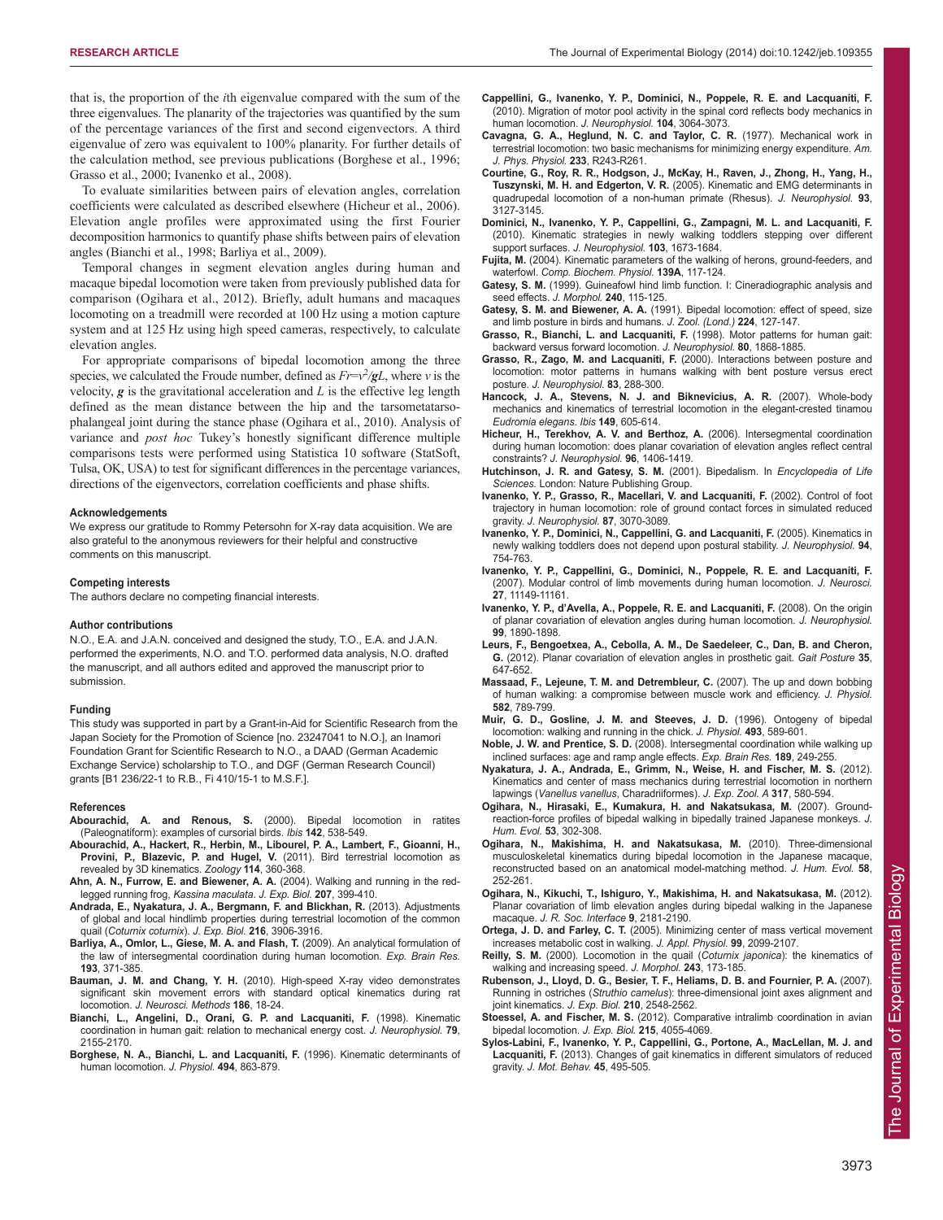that is, the proportion of the *i*th eigenvalue compared with the sum of the three eigenvalues. The planarity of the trajectories was quantified by the sum of the percentage variances of the first and second eigenvectors. A third eigenvalue of zero was equivalent to 100% planarity. For further details of the calculation method, see previous publications (Borghese et al., 1996; Grasso et al., 2000; Ivanenko et al., 2008).

To evaluate similarities between pairs of elevation angles, correlation coefficients were calculated as described elsewhere (Hicheur et al., 2006). Elevation angle profiles were approximated using the first Fourier decomposition harmonics to quantify phase shifts between pairs of elevation angles (Bianchi et al., 1998; Barliya et al., 2009).

Temporal changes in segment elevation angles during human and macaque bipedal locomotion were taken from previously published data for comparison (Ogihara et al., 2012). Briefly, adult humans and macaques locomoting on a treadmill were recorded at 100 Hz using a motion capture system and at 125 Hz using high speed cameras, respectively, to calculate elevation angles.

For appropriate comparisons of bipedal locomotion among the three species, we calculated the Froude number, defined as $Fr=v^2/gL$, where $v$ is the velocity, $\boldsymbol{g}$ is the gravitational acceleration and $L$ is the effective leg length defined as the mean distance between the hip and the tarsometatarso-phalangeal joint during the stance phase (Ogihara et al., 2010). Analysis of variance and *post hoc* Tukey's honestly significant difference multiple comparisons tests were performed using Statistica 10 software (StatSoft, Tulsa, OK, USA) to test for significant differences in the percentage variances, directions of the eigenvectors, correlation coefficients and phase shifts.

#### Acknowledgements
We express our gratitude to Rommy Petersohn for X-ray data acquisition. We are also grateful to the anonymous reviewers for their helpful and constructive comments on this manuscript.

#### Competing interests
The authors declare no competing financial interests.

#### Author contributions
N.O., E.A. and J.A.N. conceived and designed the study, T.O., E.A. and J.A.N. performed the experiments, N.O. and T.O. performed data analysis, N.O. drafted the manuscript, and all authors edited and approved the manuscript prior to submission.

#### Funding
This study was supported in part by a Grant-in-Aid for Scientific Research from the Japan Society for the Promotion of Science [no. 23247041 to N.O.], an Inamori Foundation Grant for Scientific Research to N.O., a DAAD (German Academic Exchange Service) scholarship to T.O., and DGF (German Research Council) grants [B1 236/22-1 to R.B., Fi 410/15-1 to M.S.F.].

#### References
**Abourachid, A. and Renous, S.** (2000). Bipedal locomotion in ratites (Paleognatiform): examples of cursorial birds. *Ibis* **142**, 538-549.

**Abourachid, A., Hackert, R., Herbin, M., Libourel, P. A., Lambert, F., Gioanni, H., Provini, P., Blazevic, P. and Hugel, V.** (2011). Bird terrestrial locomotion as revealed by 3D kinematics. *Zoology* **114**, 360-368.

**Ahn, A. N., Furrow, E. and Biewener, A. A.** (2004). Walking and running in the red-legged running frog, *Kassina maculata*. *J. Exp. Biol.* **207**, 399-410.

**Andrada, E., Nyakatura, J. A., Bergmann, F. and Blickhan, R.** (2013). Adjustments of global and local hindlimb properties during terrestrial locomotion of the common quail (*Coturnix coturnix*). *J. Exp. Biol.* **216**, 3906-3916.

**Barliya, A., Omlor, L., Giese, M. A. and Flash, T.** (2009). An analytical formulation of the law of intersegmental coordination during human locomotion. *Exp. Brain Res.* **193**, 371-385.

**Bauman, J. M. and Chang, Y. H.** (2010). High-speed X-ray video demonstrates significant skin movement errors with standard optical kinematics during rat locomotion. *J. Neurosci. Methods* **186**, 18-24.

**Bianchi, L., Angelini, D., Orani, G. P. and Lacquaniti, F.** (1998). Kinematic coordination in human gait: relation to mechanical energy cost. *J. Neurophysiol.* **79**, 2155-2170.

**Borghese, N. A., Bianchi, L. and Lacquaniti, F.** (1996). Kinematic determinants of human locomotion. *J. Physiol.* **494**, 863-879.

**Cappellini, G., Ivanenko, Y. P., Dominici, N., Poppele, R. E. and Lacquaniti, F.** (2010). Migration of motor pool activity in the spinal cord reflects body mechanics in human locomotion. *J. Neurophysiol.* **104**, 3064-3073.

**Cavagna, G. A., Heglund, N. C. and Taylor, C. R.** (1977). Mechanical work in terrestrial locomotion: two basic mechanisms for minimizing energy expenditure. *Am. J. Phys. Physiol.* **233**, R243-R261.

**Courtine, G., Roy, R. R., Hodgson, J., McKay, H., Raven, J., Zhong, H., Yang, H., Tuszynski, M. H. and Edgerton, V. R.** (2005). Kinematic and EMG determinants in quadrupedal locomotion of a non-human primate (Rhesus). *J. Neurophysiol.* **93**, 3127-3145.

**Dominici, N., Ivanenko, Y. P., Cappellini, G., Zampagni, M. L. and Lacquaniti, F.** (2010). Kinematic strategies in newly walking toddlers stepping over different support surfaces. *J. Neurophysiol.* **103**, 1673-1684.

**Fujita, M.** (2004). Kinematic parameters of the walking of herons, ground-feeders, and waterfowl. *Comp. Biochem. Physiol.* **139A**, 117-124.

**Gatesy, S. M.** (1999). Guineafowl hind limb function. I: Cineradiographic analysis and seed effects. *J. Morphol.* **240**, 115-125.

**Gatesy, S. M. and Biewener, A. A.** (1991). Bipedal locomotion: effect of speed, size and limb posture in birds and humans. *J. Zool. (Lond.)* **224**, 127-147.

**Grasso, R., Bianchi, L. and Lacquaniti, F.** (1998). Motor patterns for human gait: backward versus forward locomotion. *J. Neurophysiol.* **80**, 1868-1885.

**Grasso, R., Zago, M. and Lacquaniti, F.** (2000). Interactions between posture and locomotion: motor patterns in humans walking with bent posture versus erect posture. *J. Neurophysiol.* **83**, 288-300.

**Hancock, J. A., Stevens, N. J. and Biknevicius, A. R.** (2007). Whole-body mechanics and kinematics of terrestrial locomotion in the elegant-crested tinamou *Eudromia elegans*. *Ibis* **149**, 605-614.

**Hicheur, H., Terekhov, A. V. and Berthoz, A.** (2006). Intersegmental coordination during human locomotion: does planar covariation of elevation angles reflect central constraints? *J. Neurophysiol.* **96**, 1406-1419.

**Hutchinson, J. R. and Gatesy, S. M.** (2001). Bipedalism. In *Encyclopedia of Life Sciences*. London: Nature Publishing Group.

**Ivanenko, Y. P., Grasso, R., Macellari, V. and Lacquaniti, F.** (2002). Control of foot trajectory in human locomotion: role of ground contact forces in simulated reduced gravity. *J. Neurophysiol.* **87**, 3070-3089.

**Ivanenko, Y. P., Dominici, N., Cappellini, G. and Lacquaniti, F.** (2005). Kinematics in newly walking toddlers does not depend upon postural stability. *J. Neurophysiol.* **94**, 754-763.

**Ivanenko, Y. P., Cappellini, G., Dominici, N., Poppele, R. E. and Lacquaniti, F.** (2007). Modular control of limb movements during human locomotion. *J. Neurosci.* **27**, 11149-11161.

**Ivanenko, Y. P., d'Avella, A., Poppele, R. E. and Lacquaniti, F.** (2008). On the origin of planar covariation of elevation angles during human locomotion. *J. Neurophysiol.* **99**, 1890-1898.

**Leurs, F., Bengoetxea, A., Cebolla, A. M., De Saedeleer, C., Dan, B. and Cheron, G.** (2012). Planar covariation of elevation angles in prosthetic gait. *Gait Posture* **35**, 647-652.

**Massaad, F., Lejeune, T. M. and Detrembleur, C.** (2007). The up and down bobbing of human walking: a compromise between muscle work and efficiency. *J. Physiol.* **582**, 789-799.

**Muir, G. D., Gosline, J. M. and Steeves, J. D.** (1996). Ontogeny of bipedal locomotion: walking and running in the chick. *J. Physiol.* **493**, 589-601.

**Noble, J. W. and Prentice, S. D.** (2008). Intersegmental coordination while walking up inclined surfaces: age and ramp angle effects. *Exp. Brain Res.* **189**, 249-255.

**Nyakatura, J. A., Andrada, E., Grimm, N., Weise, H. and Fischer, M. S.** (2012). Kinematics and center of mass mechanics during terrestrial locomotion in northern lapwings (*Vanellus vanellus*, Charadriiformes). *J. Exp. Zool. A* **317**, 580-594.

**Ogihara, N., Hirasaki, E., Kumakura, H. and Nakatsukasa, M.** (2007). Ground-reaction-force profiles of bipedal walking in bipedally trained Japanese monkeys. *J. Hum. Evol.* **53**, 302-308.

**Ogihara, N., Makishima, H. and Nakatsukasa, M.** (2010). Three-dimensional musculoskeletal kinematics during bipedal locomotion in the Japanese macaque, reconstructed based on an anatomical model-matching method. *J. Hum. Evol.* **58**, 252-261.

**Ogihara, N., Kikuchi, T., Ishiguro, Y., Makishima, H. and Nakatsukasa, M.** (2012). Planar covariation of limb elevation angles during bipedal walking in the Japanese macaque. *J. R. Soc. Interface* **9**, 2181-2190.

**Ortega, J. D. and Farley, C. T.** (2005). Minimizing center of mass vertical movement increases metabolic cost in walking. *J. Appl. Physiol.* **99**, 2099-2107.

**Reilly, S. M.** (2000). Locomotion in the quail (*Coturnix japonica*): the kinematics of walking and increasing speed. *J. Morphol.* **243**, 173-185.

**Rubenson, J., Lloyd, D. G., Besier, T. F., Heliams, D. B. and Fournier, P. A.** (2007). Running in ostriches (*Struthio camelus*): three-dimensional joint axes alignment and joint kinematics. *J. Exp. Biol.* **210**, 2548-2562.

**Stoessel, A. and Fischer, M. S.** (2012). Comparative intralimb coordination in avian bipedal locomotion. *J. Exp. Biol.* **215**, 4055-4069.

**Sylos-Labini, F., Ivanenko, Y. P., Cappellini, G., Portone, A., MacLellan, M. J. and Lacquaniti, F.** (2013). Changes of gait kinematics in different simulators of reduced gravity. *J. Mot. Behav.* **45**, 495-505.